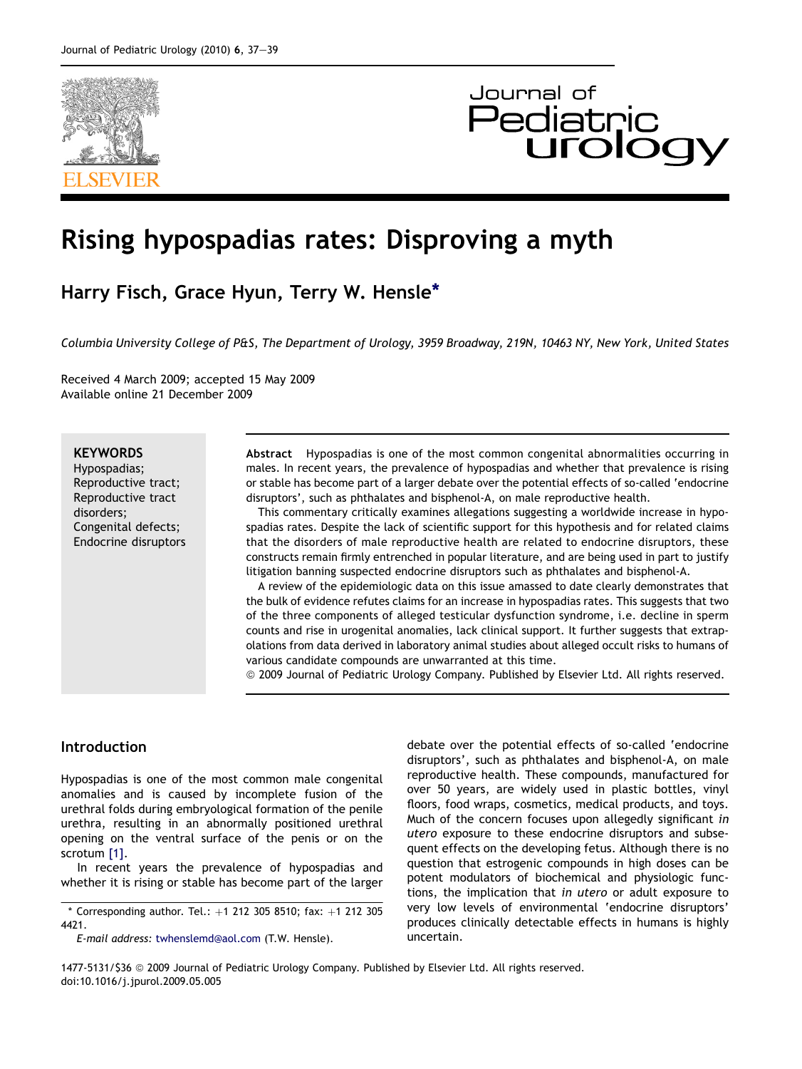// Rising hypospadias rates: Disproving a myth

**Harry Fisch, Grace Hyun, Terry W. Hensle***

*Columbia University College of P&S, The Department of Urology, 3959 Broadway, 219N, 10463 NY, New York, United States*

Received 4 March 2009; accepted 15 May 2009
Available online 21 December 2009

**KEYWORDS**
Hypospadias;
Reproductive tract;
Reproductive tract disorders;
Congenital defects;
Endocrine disruptors

**Abstract** Hypospadias is one of the most common congenital abnormalities occurring in males. In recent years, the prevalence of hypospadias and whether that prevalence is rising or stable has become part of a larger debate over the potential effects of so-called 'endocrine disruptors', such as phthalates and bisphenol-A, on male reproductive health.

This commentary critically examines allegations suggesting a worldwide increase in hypospadias rates. Despite the lack of scientific support for this hypothesis and for related claims that the disorders of male reproductive health are related to endocrine disruptors, these constructs remain firmly entrenched in popular literature, and are being used in part to justify litigation banning suspected endocrine disruptors such as phthalates and bisphenol-A.

A review of the epidemiologic data on this issue amassed to date clearly demonstrates that the bulk of evidence refutes claims for an increase in hypospadias rates. This suggests that two of the three components of alleged testicular dysfunction syndrome, i.e. decline in sperm counts and rise in urogenital anomalies, lack clinical support. It further suggests that extrapolations from data derived in laboratory animal studies about alleged occult risks to humans of various candidate compounds are unwarranted at this time.

© 2009 Journal of Pediatric Urology Company. Published by Elsevier Ltd. All rights reserved.

## Introduction

Hypospadias is one of the most common male congenital anomalies and is caused by incomplete fusion of the urethral folds during embryological formation of the penile urethra, resulting in an abnormally positioned urethral opening on the ventral surface of the penis or on the scrotum [1].

In recent years the prevalence of hypospadias and whether it is rising or stable has become part of the larger debate over the potential effects of so-called 'endocrine disruptors', such as phthalates and bisphenol-A, on male reproductive health. These compounds, manufactured for over 50 years, are widely used in plastic bottles, vinyl floors, food wraps, cosmetics, medical products, and toys. Much of the concern focuses upon allegedly significant *in utero* exposure to these endocrine disruptors and subsequent effects on the developing fetus. Although there is no question that estrogenic compounds in high doses can be potent modulators of biochemical and physiologic functions, the implication that *in utero* or adult exposure to very low levels of environmental 'endocrine disruptors' produces clinically detectable effects in humans is highly uncertain.

* Corresponding author. Tel.: +1 212 305 8510; fax: +1 212 305 4421.
*E-mail address:* twhenslemd@aol.com (T.W. Hensle).

1477-5131/$36 © 2009 Journal of Pediatric Urology Company. Published by Elsevier Ltd. All rights reserved.
doi:10.1016/j.jpurol.2009.05.005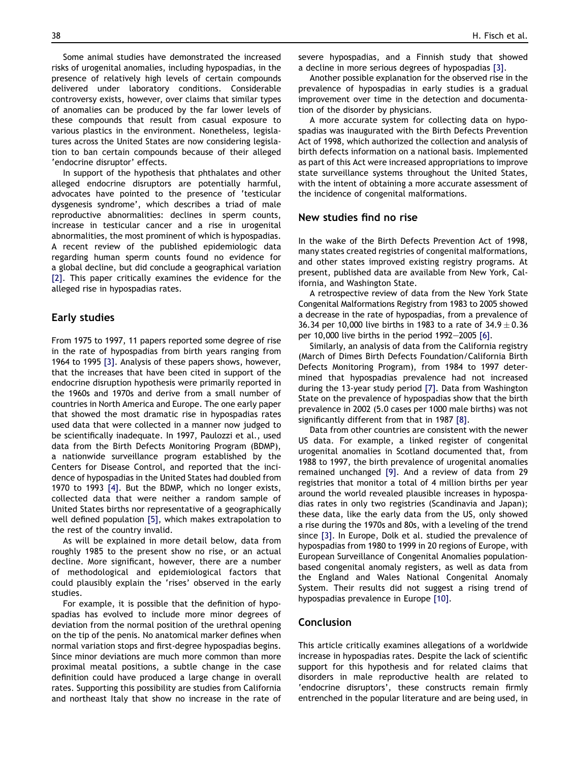Some animal studies have demonstrated the increased risks of urogenital anomalies, including hypospadias, in the presence of relatively high levels of certain compounds delivered under laboratory conditions. Considerable controversy exists, however, over claims that similar types of anomalies can be produced by the far lower levels of these compounds that result from casual exposure to various plastics in the environment. Nonetheless, legislatures across the United States are now considering legislation to ban certain compounds because of their alleged 'endocrine disruptor' effects.

In support of the hypothesis that phthalates and other alleged endocrine disruptors are potentially harmful, advocates have pointed to the presence of 'testicular dysgenesis syndrome', which describes a triad of male reproductive abnormalities: declines in sperm counts, increase in testicular cancer and a rise in urogenital abnormalities, the most prominent of which is hypospadias. A recent review of the published epidemiologic data regarding human sperm counts found no evidence for a global decline, but did conclude a geographical variation [2]. This paper critically examines the evidence for the alleged rise in hypospadias rates.

## Early studies

From 1975 to 1997, 11 papers reported some degree of rise in the rate of hypospadias from birth years ranging from 1964 to 1995 [3]. Analysis of these papers shows, however, that the increases that have been cited in support of the endocrine disruption hypothesis were primarily reported in the 1960s and 1970s and derive from a small number of countries in North America and Europe. The one early paper that showed the most dramatic rise in hypospadias rates used data that were collected in a manner now judged to be scientifically inadequate. In 1997, Paulozzi et al., used data from the Birth Defects Monitoring Program (BDMP), a nationwide surveillance program established by the Centers for Disease Control, and reported that the incidence of hypospadias in the United States had doubled from 1970 to 1993 [4]. But the BDMP, which no longer exists, collected data that were neither a random sample of United States births nor representative of a geographically well defined population [5], which makes extrapolation to the rest of the country invalid.

As will be explained in more detail below, data from roughly 1985 to the present show no rise, or an actual decline. More significant, however, there are a number of methodological and epidemiological factors that could plausibly explain the 'rises' observed in the early studies.

For example, it is possible that the definition of hypospadias has evolved to include more minor degrees of deviation from the normal position of the urethral opening on the tip of the penis. No anatomical marker defines when normal variation stops and first-degree hypospadias begins. Since minor deviations are much more common than more proximal meatal positions, a subtle change in the case definition could have produced a large change in overall rates. Supporting this possibility are studies from California and northeast Italy that show no increase in the rate of severe hypospadias, and a Finnish study that showed a decline in more serious degrees of hypospadias [3].

Another possible explanation for the observed rise in the prevalence of hypospadias in early studies is a gradual improvement over time in the detection and documentation of the disorder by physicians.

A more accurate system for collecting data on hypospadias was inaugurated with the Birth Defects Prevention Act of 1998, which authorized the collection and analysis of birth defects information on a national basis. Implemented as part of this Act were increased appropriations to improve state surveillance systems throughout the United States, with the intent of obtaining a more accurate assessment of the incidence of congenital malformations.

## New studies find no rise

In the wake of the Birth Defects Prevention Act of 1998, many states created registries of congenital malformations, and other states improved existing registry programs. At present, published data are available from New York, California, and Washington State.

A retrospective review of data from the New York State Congenital Malformations Registry from 1983 to 2005 showed a decrease in the rate of hypospadias, from a prevalence of 36.34 per 10,000 live births in 1983 to a rate of $34.9 \pm 0.36$ per 10,000 live births in the period 1992–2005 [6].

Similarly, an analysis of data from the California registry (March of Dimes Birth Defects Foundation/California Birth Defects Monitoring Program), from 1984 to 1997 determined that hypospadias prevalence had not increased during the 13-year study period [7]. Data from Washington State on the prevalence of hypospadias show that the birth prevalence in 2002 (5.0 cases per 1000 male births) was not significantly different from that in 1987 [8].

Data from other countries are consistent with the newer US data. For example, a linked register of congenital urogenital anomalies in Scotland documented that, from 1988 to 1997, the birth prevalence of urogenital anomalies remained unchanged [9]. And a review of data from 29 registries that monitor a total of 4 million births per year around the world revealed plausible increases in hypospadias rates in only two registries (Scandinavia and Japan); these data, like the early data from the US, only showed a rise during the 1970s and 80s, with a leveling of the trend since [3]. In Europe, Dolk et al. studied the prevalence of hypospadias from 1980 to 1999 in 20 regions of Europe, with European Surveillance of Congenital Anomalies population-based congenital anomaly registers, as well as data from the England and Wales National Congenital Anomaly System. Their results did not suggest a rising trend of hypospadias prevalence in Europe [10].

## Conclusion

This article critically examines allegations of a worldwide increase in hypospadias rates. Despite the lack of scientific support for this hypothesis and for related claims that disorders in male reproductive health are related to 'endocrine disruptors', these constructs remain firmly entrenched in the popular literature and are being used, in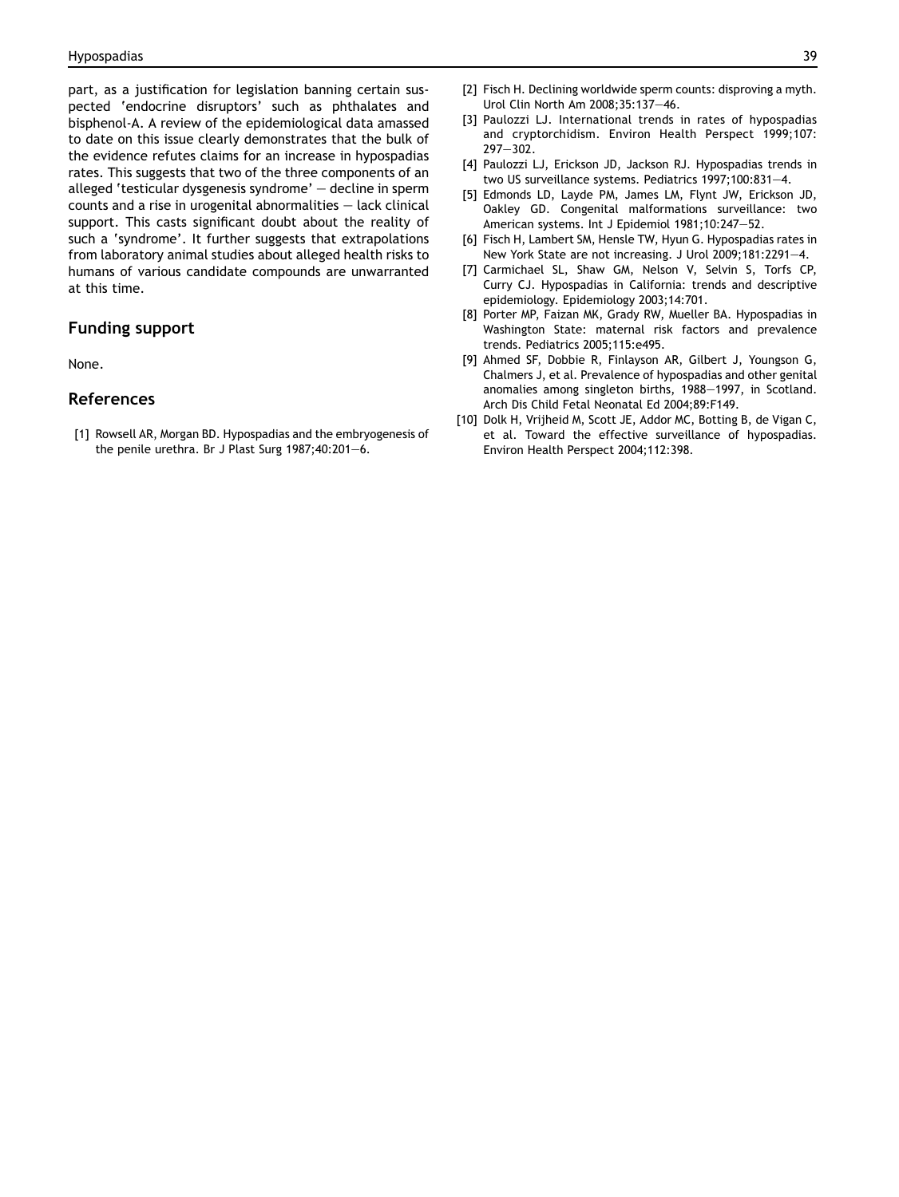part, as a justification for legislation banning certain suspected 'endocrine disruptors' such as phthalates and bisphenol-A. A review of the epidemiological data amassed to date on this issue clearly demonstrates that the bulk of the evidence refutes claims for an increase in hypospadias rates. This suggests that two of the three components of an alleged 'testicular dysgenesis syndrome' — decline in sperm counts and a rise in urogenital abnormalities — lack clinical support. This casts significant doubt about the reality of such a 'syndrome'. It further suggests that extrapolations from laboratory animal studies about alleged health risks to humans of various candidate compounds are unwarranted at this time.

## Funding support

None.

## References

[1] Rowsell AR, Morgan BD. Hypospadias and the embryogenesis of the penile urethra. Br J Plast Surg 1987;40:201—6.

[2] Fisch H. Declining worldwide sperm counts: disproving a myth. Urol Clin North Am 2008;35:137—46.

[3] Paulozzi LJ. International trends in rates of hypospadias and cryptorchidism. Environ Health Perspect 1999;107: 297—302.

[4] Paulozzi LJ, Erickson JD, Jackson RJ. Hypospadias trends in two US surveillance systems. Pediatrics 1997;100:831—4.

[5] Edmonds LD, Layde PM, James LM, Flynt JW, Erickson JD, Oakley GD. Congenital malformations surveillance: two American systems. Int J Epidemiol 1981;10:247—52.

[6] Fisch H, Lambert SM, Hensle TW, Hyun G. Hypospadias rates in New York State are not increasing. J Urol 2009;181:2291—4.

[7] Carmichael SL, Shaw GM, Nelson V, Selvin S, Torfs CP, Curry CJ. Hypospadias in California: trends and descriptive epidemiology. Epidemiology 2003;14:701.

[8] Porter MP, Faizan MK, Grady RW, Mueller BA. Hypospadias in Washington State: maternal risk factors and prevalence trends. Pediatrics 2005;115:e495.

[9] Ahmed SF, Dobbie R, Finlayson AR, Gilbert J, Youngson G, Chalmers J, et al. Prevalence of hypospadias and other genital anomalies among singleton births, 1988—1997, in Scotland. Arch Dis Child Fetal Neonatal Ed 2004;89:F149.

[10] Dolk H, Vrijheid M, Scott JE, Addor MC, Botting B, de Vigan C, et al. Toward the effective surveillance of hypospadias. Environ Health Perspect 2004;112:398.